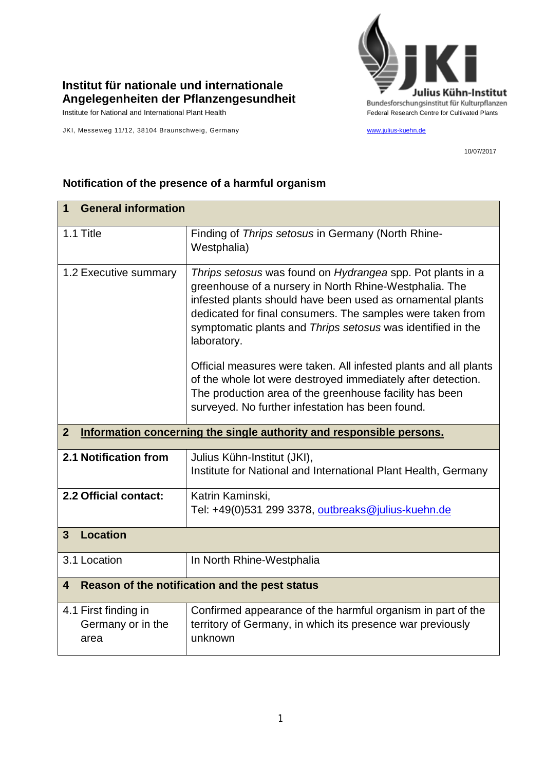**Institut für nationale und internationale Angelegenheiten der Pflanzengesundheit**

Institute for National and International Plant Health

JKI, Messeweg 11/12, 38104 Braunschweig, Germany

Julius Kühn-Institut
Bundesforschungsinstitut für Kulturpflanzen
Federal Research Centre for Cultivated Plants

www.julius-kuehn.de

10/07/2017

## Notification of the presence of a harmful organism

| **1 General information** | |
|---|---|
| 1.1 Title | Finding of *Thrips setosus* in Germany (North Rhine-Westphalia) |
| 1.2 Executive summary | *Thrips setosus* was found on *Hydrangea* spp. Pot plants in a greenhouse of a nursery in North Rhine-Westphalia. The infested plants should have been used as ornamental plants dedicated for final consumers. The samples were taken from symptomatic plants and *Thrips setosus* was identified in the laboratory.<br><br>Official measures were taken. All infested plants and all plants of the whole lot were destroyed immediately after detection. The production area of the greenhouse facility has been surveyed. No further infestation has been found. |
| **2 Information concerning the single authority and responsible persons.** | |
| **2.1 Notification from** | Julius Kühn-Institut (JKI),<br>Institute for National and International Plant Health, Germany |
| **2.2 Official contact:** | Katrin Kaminski,<br>Tel: +49(0)531 299 3378, outbreaks@julius-kuehn.de |
| **3 Location** | |
| 3.1 Location | In North Rhine-Westphalia |
| **4 Reason of the notification and the pest status** | |
| 4.1 First finding in Germany or in the area | Confirmed appearance of the harmful organism in part of the territory of Germany, in which its presence war previously unknown |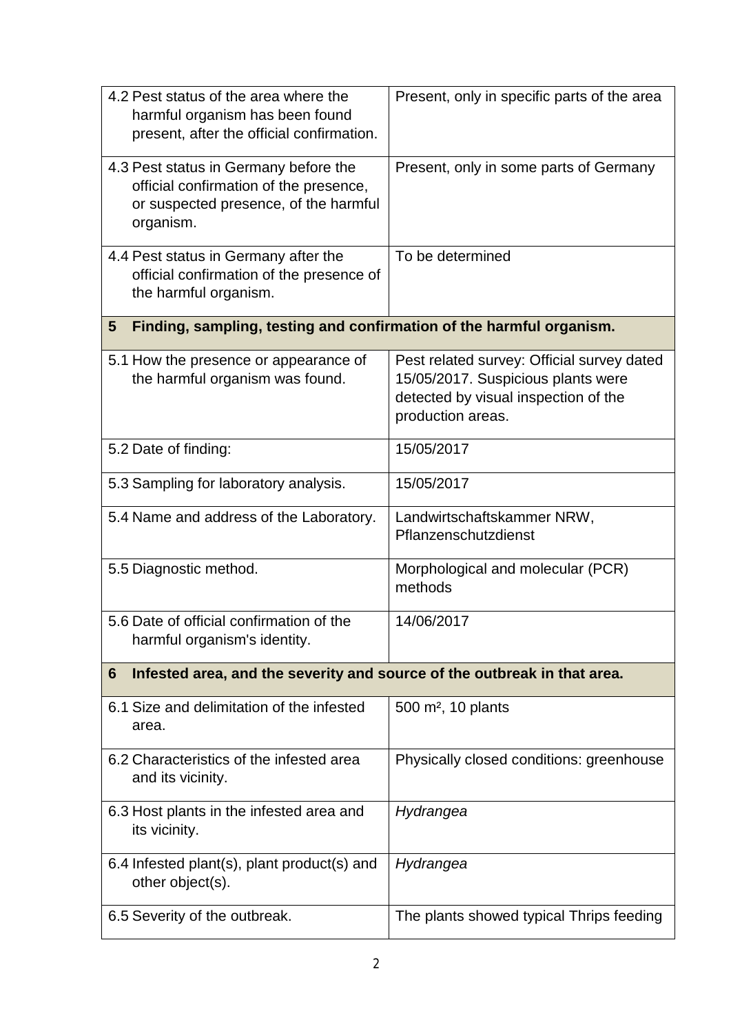| | |
|---|---|
| 4.2 Pest status of the area where the harmful organism has been found present, after the official confirmation. | Present, only in specific parts of the area |
| 4.3 Pest status in Germany before the official confirmation of the presence, or suspected presence, of the harmful organism. | Present, only in some parts of Germany |
| 4.4 Pest status in Germany after the official confirmation of the presence of the harmful organism. | To be determined |
| **5 Finding, sampling, testing and confirmation of the harmful organism.** | |
| 5.1 How the presence or appearance of the harmful organism was found. | Pest related survey: Official survey dated 15/05/2017. Suspicious plants were detected by visual inspection of the production areas. |
| 5.2 Date of finding: | 15/05/2017 |
| 5.3 Sampling for laboratory analysis. | 15/05/2017 |
| 5.4 Name and address of the Laboratory. | Landwirtschaftskammer NRW, Pflanzenschutzdienst |
| 5.5 Diagnostic method. | Morphological and molecular (PCR) methods |
| 5.6 Date of official confirmation of the harmful organism's identity. | 14/06/2017 |
| **6 Infested area, and the severity and source of the outbreak in that area.** | |
| 6.1 Size and delimitation of the infested area. | 500 m², 10 plants |
| 6.2 Characteristics of the infested area and its vicinity. | Physically closed conditions: greenhouse |
| 6.3 Host plants in the infested area and its vicinity. | *Hydrangea* |
| 6.4 Infested plant(s), plant product(s) and other object(s). | *Hydrangea* |
| 6.5 Severity of the outbreak. | The plants showed typical Thrips feeding |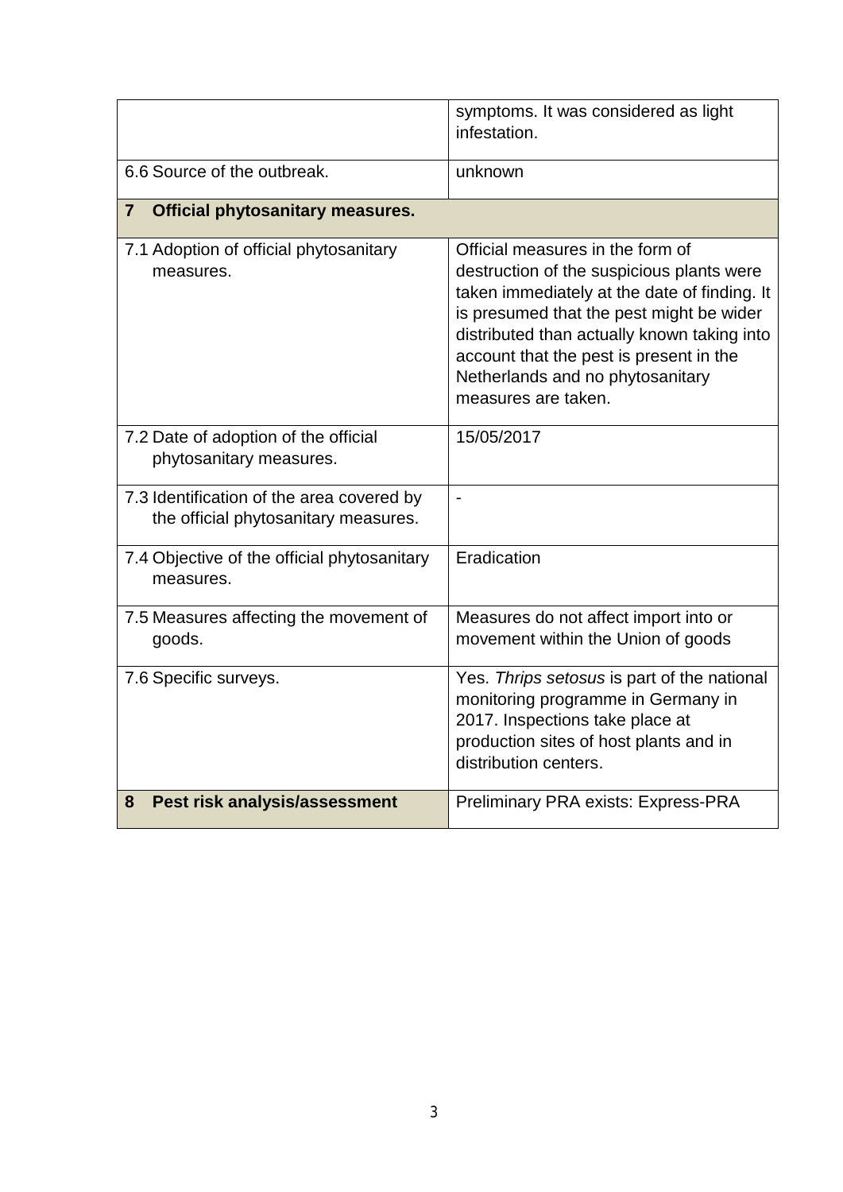| | |
|---|---|
| | symptoms. It was considered as light infestation. |
| 6.6 Source of the outbreak. | unknown |
| **7 Official phytosanitary measures.** | |
| 7.1 Adoption of official phytosanitary measures. | Official measures in the form of destruction of the suspicious plants were taken immediately at the date of finding. It is presumed that the pest might be wider distributed than actually known taking into account that the pest is present in the Netherlands and no phytosanitary measures are taken. |
| 7.2 Date of adoption of the official phytosanitary measures. | 15/05/2017 |
| 7.3 Identification of the area covered by the official phytosanitary measures. | - |
| 7.4 Objective of the official phytosanitary measures. | Eradication |
| 7.5 Measures affecting the movement of goods. | Measures do not affect import into or movement within the Union of goods |
| 7.6 Specific surveys. | Yes. *Thrips setosus* is part of the national monitoring programme in Germany in 2017. Inspections take place at production sites of host plants and in distribution centers. |
| **8 Pest risk analysis/assessment** | Preliminary PRA exists: Express-PRA |